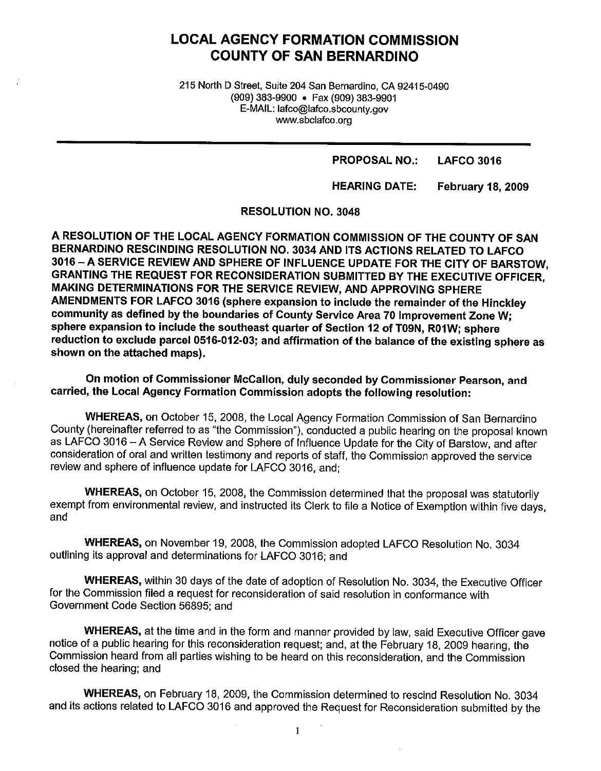# LOCAL AGENCY FORMATION COMMISSION
# COUNTY OF SAN BERNARDINO

215 North D Street, Suite 204 San Bernardino, CA 92415-0490
(909) 383-9900 • Fax (909) 383-9901
E-MAIL: lafco@lafco.sbcounty.gov
www.sbclafco.org

---

**PROPOSAL NO.: LAFCO 3016**

**HEARING DATE: February 18, 2009**

**RESOLUTION NO. 3048**

**A RESOLUTION OF THE LOCAL AGENCY FORMATION COMMISSION OF THE COUNTY OF SAN BERNARDINO RESCINDING RESOLUTION NO. 3034 AND ITS ACTIONS RELATED TO LAFCO 3016 – A SERVICE REVIEW AND SPHERE OF INFLUENCE UPDATE FOR THE CITY OF BARSTOW, GRANTING THE REQUEST FOR RECONSIDERATION SUBMITTED BY THE EXECUTIVE OFFICER, MAKING DETERMINATIONS FOR THE SERVICE REVIEW, AND APPROVING SPHERE AMENDMENTS FOR LAFCO 3016 (sphere expansion to include the remainder of the Hinckley community as defined by the boundaries of County Service Area 70 Improvement Zone W; sphere expansion to include the southeast quarter of Section 12 of T09N, R01W; sphere reduction to exclude parcel 0516-012-03; and affirmation of the balance of the existing sphere as shown on the attached maps).**

**On motion of Commissioner McCallon, duly seconded by Commissioner Pearson, and carried, the Local Agency Formation Commission adopts the following resolution:**

**WHEREAS,** on October 15, 2008, the Local Agency Formation Commission of San Bernardino County (hereinafter referred to as "the Commission"), conducted a public hearing on the proposal known as LAFCO 3016 – A Service Review and Sphere of Influence Update for the City of Barstow, and after consideration of oral and written testimony and reports of staff, the Commission approved the service review and sphere of influence update for LAFCO 3016, and;

**WHEREAS,** on October 15, 2008, the Commission determined that the proposal was statutorily exempt from environmental review, and instructed its Clerk to file a Notice of Exemption within five days, and

**WHEREAS,** on November 19, 2008, the Commission adopted LAFCO Resolution No. 3034 outlining its approval and determinations for LAFCO 3016; and

**WHEREAS,** within 30 days of the date of adoption of Resolution No. 3034, the Executive Officer for the Commission filed a request for reconsideration of said resolution in conformance with Government Code Section 56895; and

**WHEREAS,** at the time and in the form and manner provided by law, said Executive Officer gave notice of a public hearing for this reconsideration request; and, at the February 18, 2009 hearing, the Commission heard from all parties wishing to be heard on this reconsideration, and the Commission closed the hearing; and

**WHEREAS,** on February 18, 2009, the Commission determined to rescind Resolution No. 3034 and its actions related to LAFCO 3016 and approved the Request for Reconsideration submitted by the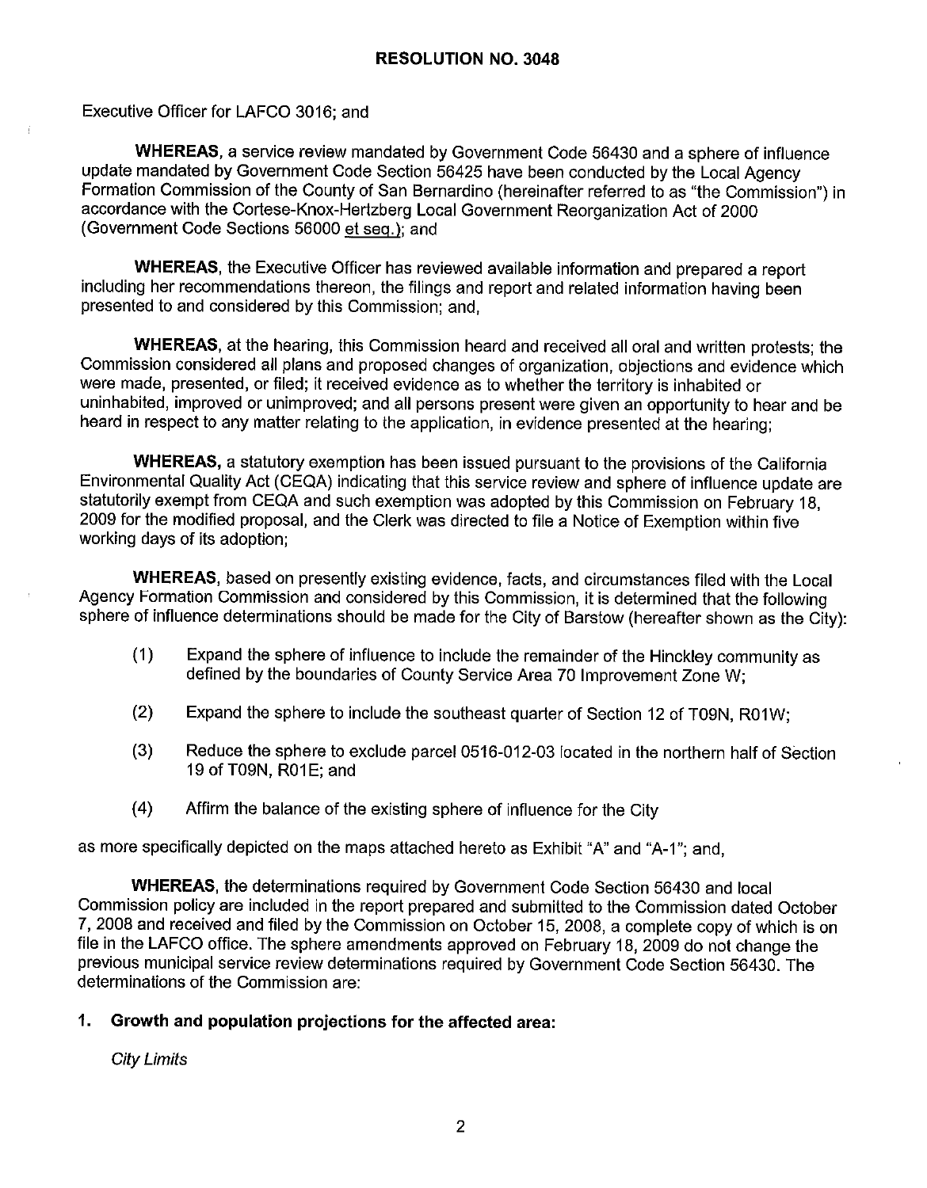**RESOLUTION NO. 3048**

Executive Officer for LAFCO 3016; and

**WHEREAS,** a service review mandated by Government Code 56430 and a sphere of influence update mandated by Government Code Section 56425 have been conducted by the Local Agency Formation Commission of the County of San Bernardino (hereinafter referred to as "the Commission") in accordance with the Cortese-Knox-Hertzberg Local Government Reorganization Act of 2000 (Government Code Sections 56000 et seq.); and

**WHEREAS,** the Executive Officer has reviewed available information and prepared a report including her recommendations thereon, the filings and report and related information having been presented to and considered by this Commission; and,

**WHEREAS,** at the hearing, this Commission heard and received all oral and written protests; the Commission considered all plans and proposed changes of organization, objections and evidence which were made, presented, or filed; it received evidence as to whether the territory is inhabited or uninhabited, improved or unimproved; and all persons present were given an opportunity to hear and be heard in respect to any matter relating to the application, in evidence presented at the hearing;

**WHEREAS,** a statutory exemption has been issued pursuant to the provisions of the California Environmental Quality Act (CEQA) indicating that this service review and sphere of influence update are statutorily exempt from CEQA and such exemption was adopted by this Commission on February 18, 2009 for the modified proposal, and the Clerk was directed to file a Notice of Exemption within five working days of its adoption;

**WHEREAS,** based on presently existing evidence, facts, and circumstances filed with the Local Agency Formation Commission and considered by this Commission, it is determined that the following sphere of influence determinations should be made for the City of Barstow (hereafter shown as the City):

(1) Expand the sphere of influence to include the remainder of the Hinckley community as defined by the boundaries of County Service Area 70 Improvement Zone W;

(2) Expand the sphere to include the southeast quarter of Section 12 of T09N, R01W;

(3) Reduce the sphere to exclude parcel 0516-012-03 located in the northern half of Section 19 of T09N, R01E; and

(4) Affirm the balance of the existing sphere of influence for the City

as more specifically depicted on the maps attached hereto as Exhibit "A" and "A-1"; and,

**WHEREAS,** the determinations required by Government Code Section 56430 and local Commission policy are included in the report prepared and submitted to the Commission dated October 7, 2008 and received and filed by the Commission on October 15, 2008, a complete copy of which is on file in the LAFCO office. The sphere amendments approved on February 18, 2009 do not change the previous municipal service review determinations required by Government Code Section 56430. The determinations of the Commission are:

**1. Growth and population projections for the affected area:**

*City Limits*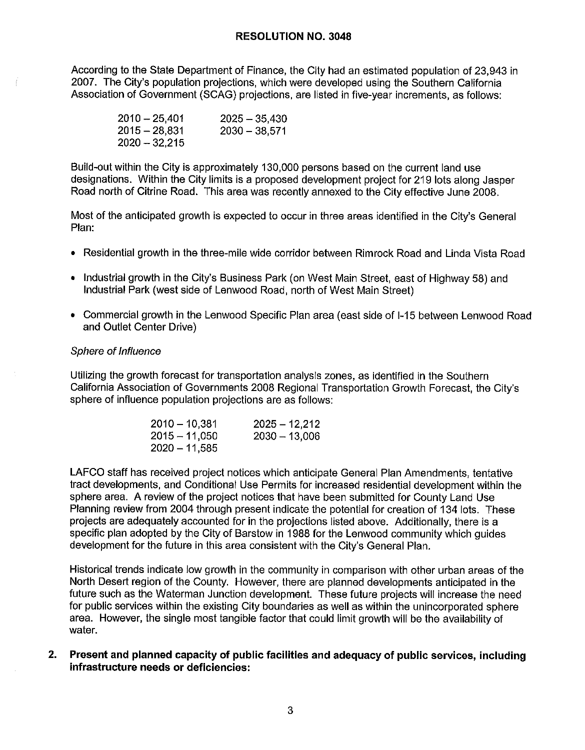**RESOLUTION NO. 3048**

According to the State Department of Finance, the City had an estimated population of 23,943 in 2007. The City's population projections, which were developed using the Southern California Association of Government (SCAG) projections, are listed in five-year increments, as follows:

| | |
|---|---|
| 2010 – 25,401 | 2025 – 35,430 |
| 2015 – 28,831 | 2030 – 38,571 |
| 2020 – 32,215 | |

Build-out within the City is approximately 130,000 persons based on the current land use designations. Within the City limits is a proposed development project for 219 lots along Jasper Road north of Citrine Road. This area was recently annexed to the City effective June 2008.

Most of the anticipated growth is expected to occur in three areas identified in the City's General Plan:

- Residential growth in the three-mile wide corridor between Rimrock Road and Linda Vista Road
- Industrial growth in the City's Business Park (on West Main Street, east of Highway 58) and Industrial Park (west side of Lenwood Road, north of West Main Street)
- Commercial growth in the Lenwood Specific Plan area (east side of I-15 between Lenwood Road and Outlet Center Drive)

*Sphere of Influence*

Utilizing the growth forecast for transportation analysis zones, as identified in the Southern California Association of Governments 2008 Regional Transportation Growth Forecast, the City's sphere of influence population projections are as follows:

| | |
|---|---|
| 2010 – 10,381 | 2025 – 12,212 |
| 2015 – 11,050 | 2030 – 13,006 |
| 2020 – 11,585 | |

LAFCO staff has received project notices which anticipate General Plan Amendments, tentative tract developments, and Conditional Use Permits for increased residential development within the sphere area. A review of the project notices that have been submitted for County Land Use Planning review from 2004 through present indicate the potential for creation of 134 lots. These projects are adequately accounted for in the projections listed above. Additionally, there is a specific plan adopted by the City of Barstow in 1988 for the Lenwood community which guides development for the future in this area consistent with the City's General Plan.

Historical trends indicate low growth in the community in comparison with other urban areas of the North Desert region of the County. However, there are planned developments anticipated in the future such as the Waterman Junction development. These future projects will increase the need for public services within the existing City boundaries as well as within the unincorporated sphere area. However, the single most tangible factor that could limit growth will be the availability of water.

**2. Present and planned capacity of public facilities and adequacy of public services, including infrastructure needs or deficiencies:**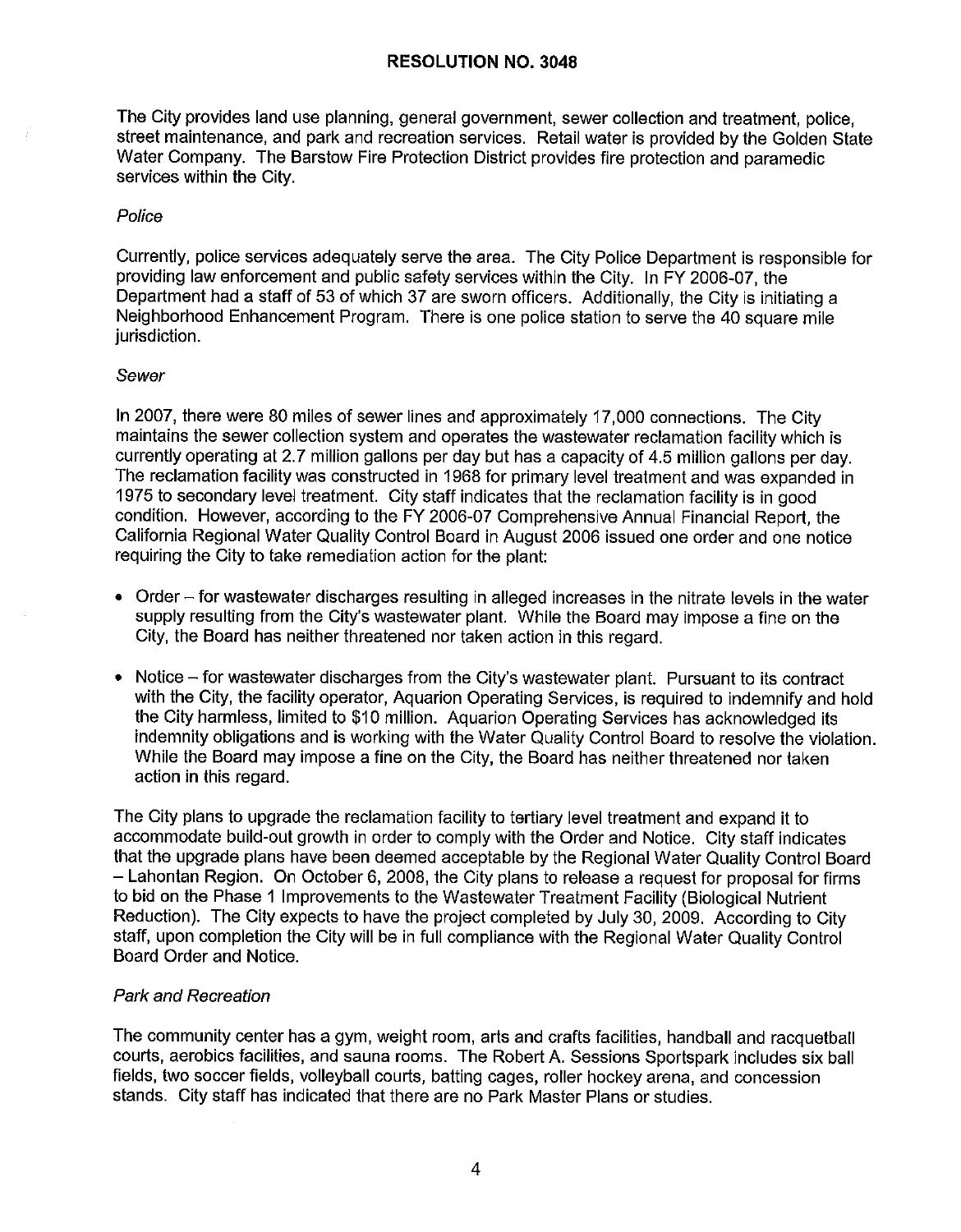# RESOLUTION NO. 3048

The City provides land use planning, general government, sewer collection and treatment, police, street maintenance, and park and recreation services. Retail water is provided by the Golden State Water Company. The Barstow Fire Protection District provides fire protection and paramedic services within the City.

*Police*

Currently, police services adequately serve the area. The City Police Department is responsible for providing law enforcement and public safety services within the City. In FY 2006-07, the Department had a staff of 53 of which 37 are sworn officers. Additionally, the City is initiating a Neighborhood Enhancement Program. There is one police station to serve the 40 square mile jurisdiction.

*Sewer*

In 2007, there were 80 miles of sewer lines and approximately 17,000 connections. The City maintains the sewer collection system and operates the wastewater reclamation facility which is currently operating at 2.7 million gallons per day but has a capacity of 4.5 million gallons per day. The reclamation facility was constructed in 1968 for primary level treatment and was expanded in 1975 to secondary level treatment. City staff indicates that the reclamation facility is in good condition. However, according to the FY 2006-07 Comprehensive Annual Financial Report, the California Regional Water Quality Control Board in August 2006 issued one order and one notice requiring the City to take remediation action for the plant:

- Order – for wastewater discharges resulting in alleged increases in the nitrate levels in the water supply resulting from the City's wastewater plant. While the Board may impose a fine on the City, the Board has neither threatened nor taken action in this regard.

- Notice – for wastewater discharges from the City's wastewater plant. Pursuant to its contract with the City, the facility operator, Aquarion Operating Services, is required to indemnify and hold the City harmless, limited to $10 million. Aquarion Operating Services has acknowledged its indemnity obligations and is working with the Water Quality Control Board to resolve the violation. While the Board may impose a fine on the City, the Board has neither threatened nor taken action in this regard.

The City plans to upgrade the reclamation facility to tertiary level treatment and expand it to accommodate build-out growth in order to comply with the Order and Notice. City staff indicates that the upgrade plans have been deemed acceptable by the Regional Water Quality Control Board – Lahontan Region. On October 6, 2008, the City plans to release a request for proposal for firms to bid on the Phase 1 Improvements to the Wastewater Treatment Facility (Biological Nutrient Reduction). The City expects to have the project completed by July 30, 2009. According to City staff, upon completion the City will be in full compliance with the Regional Water Quality Control Board Order and Notice.

*Park and Recreation*

The community center has a gym, weight room, arts and crafts facilities, handball and racquetball courts, aerobics facilities, and sauna rooms. The Robert A. Sessions Sportspark includes six ball fields, two soccer fields, volleyball courts, batting cages, roller hockey arena, and concession stands. City staff has indicated that there are no Park Master Plans or studies.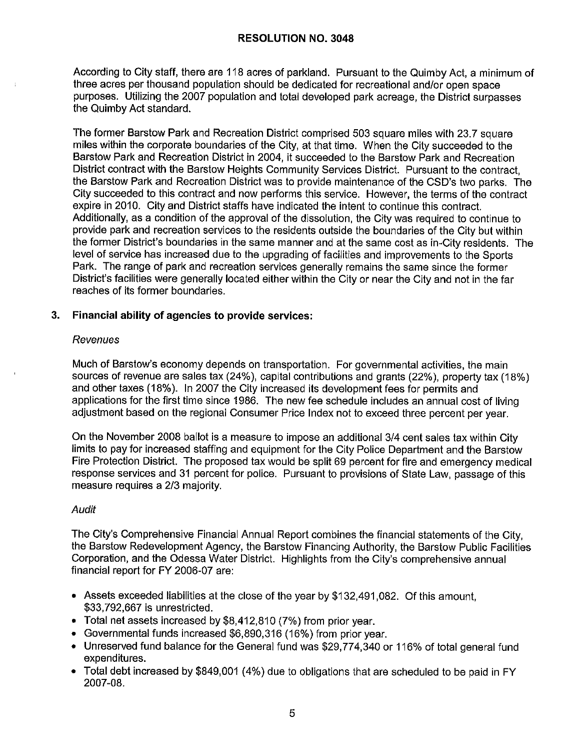# RESOLUTION NO. 3048

According to City staff, there are 118 acres of parkland. Pursuant to the Quimby Act, a minimum of three acres per thousand population should be dedicated for recreational and/or open space purposes. Utilizing the 2007 population and total developed park acreage, the District surpasses the Quimby Act standard.

The former Barstow Park and Recreation District comprised 503 square miles with 23.7 square miles within the corporate boundaries of the City, at that time. When the City succeeded to the Barstow Park and Recreation District in 2004, it succeeded to the Barstow Park and Recreation District contract with the Barstow Heights Community Services District. Pursuant to the contract, the Barstow Park and Recreation District was to provide maintenance of the CSD's two parks. The City succeeded to this contract and now performs this service. However, the terms of the contract expire in 2010. City and District staffs have indicated the intent to continue this contract. Additionally, as a condition of the approval of the dissolution, the City was required to continue to provide park and recreation services to the residents outside the boundaries of the City but within the former District's boundaries in the same manner and at the same cost as in-City residents. The level of service has increased due to the upgrading of facilities and improvements to the Sports Park. The range of park and recreation services generally remains the same since the former District's facilities were generally located either within the City or near the City and not in the far reaches of its former boundaries.

## 3. Financial ability of agencies to provide services:

*Revenues*

Much of Barstow's economy depends on transportation. For governmental activities, the main sources of revenue are sales tax (24%), capital contributions and grants (22%), property tax (18%) and other taxes (18%). In 2007 the City increased its development fees for permits and applications for the first time since 1986. The new fee schedule includes an annual cost of living adjustment based on the regional Consumer Price Index not to exceed three percent per year.

On the November 2008 ballot is a measure to impose an additional 3/4 cent sales tax within City limits to pay for increased staffing and equipment for the City Police Department and the Barstow Fire Protection District. The proposed tax would be split 69 percent for fire and emergency medical response services and 31 percent for police. Pursuant to provisions of State Law, passage of this measure requires a 2/3 majority.

*Audit*

The City's Comprehensive Financial Annual Report combines the financial statements of the City, the Barstow Redevelopment Agency, the Barstow Financing Authority, the Barstow Public Facilities Corporation, and the Odessa Water District. Highlights from the City's comprehensive annual financial report for FY 2006-07 are:

- Assets exceeded liabilities at the close of the year by $132,491,082. Of this amount, $33,792,667 is unrestricted.
- Total net assets increased by $8,412,810 (7%) from prior year.
- Governmental funds increased $6,890,316 (16%) from prior year.
- Unreserved fund balance for the General fund was $29,774,340 or 116% of total general fund expenditures.
- Total debt increased by $849,001 (4%) due to obligations that are scheduled to be paid in FY 2007-08.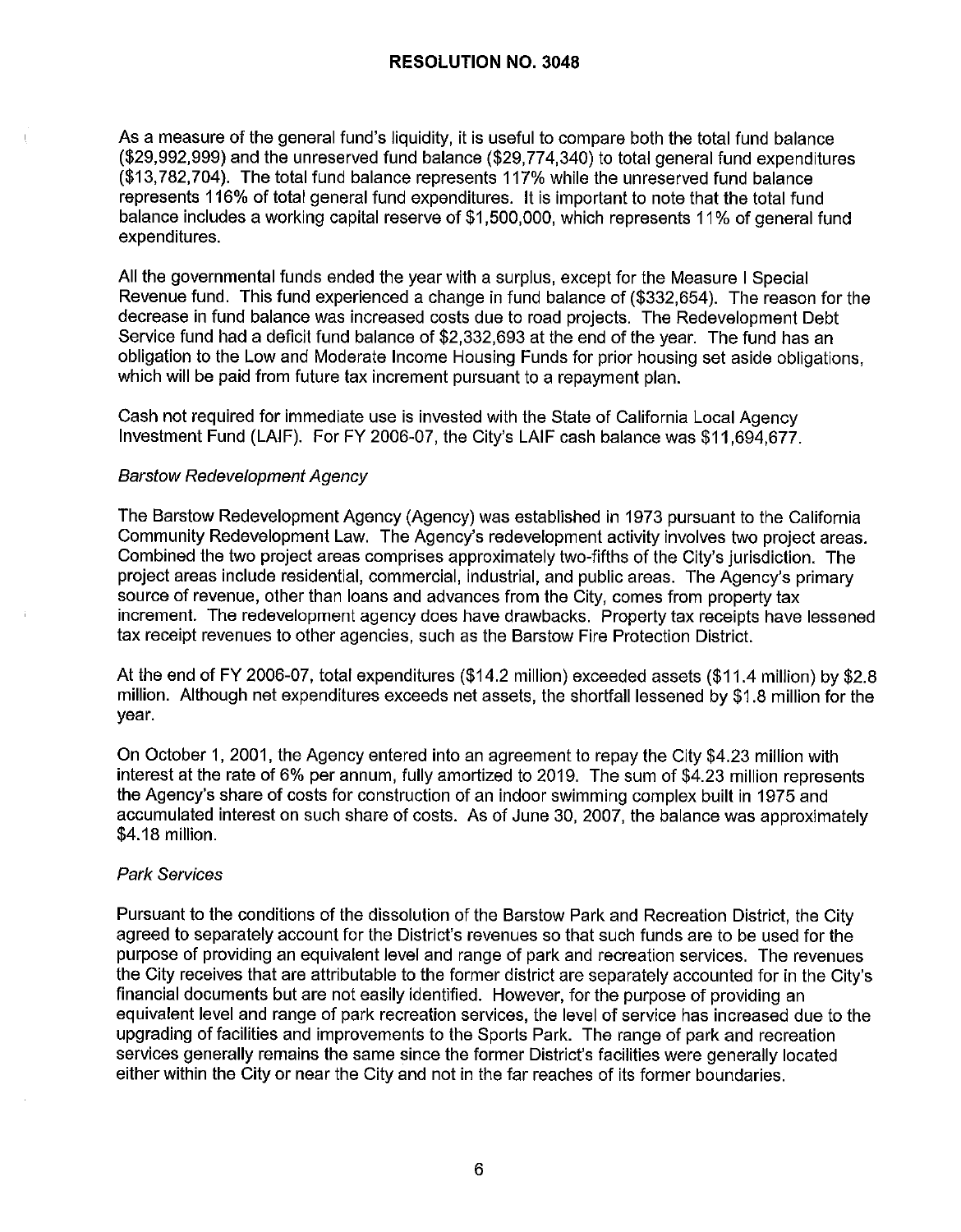## RESOLUTION NO. 3048

As a measure of the general fund's liquidity, it is useful to compare both the total fund balance ($29,992,999) and the unreserved fund balance ($29,774,340) to total general fund expenditures ($13,782,704). The total fund balance represents 117% while the unreserved fund balance represents 116% of total general fund expenditures. It is important to note that the total fund balance includes a working capital reserve of $1,500,000, which represents 11% of general fund expenditures.

All the governmental funds ended the year with a surplus, except for the Measure I Special Revenue fund. This fund experienced a change in fund balance of ($332,654). The reason for the decrease in fund balance was increased costs due to road projects. The Redevelopment Debt Service fund had a deficit fund balance of $2,332,693 at the end of the year. The fund has an obligation to the Low and Moderate Income Housing Funds for prior housing set aside obligations, which will be paid from future tax increment pursuant to a repayment plan.

Cash not required for immediate use is invested with the State of California Local Agency Investment Fund (LAIF). For FY 2006-07, the City's LAIF cash balance was $11,694,677.

*Barstow Redevelopment Agency*

The Barstow Redevelopment Agency (Agency) was established in 1973 pursuant to the California Community Redevelopment Law. The Agency's redevelopment activity involves two project areas. Combined the two project areas comprises approximately two-fifths of the City's jurisdiction. The project areas include residential, commercial, industrial, and public areas. The Agency's primary source of revenue, other than loans and advances from the City, comes from property tax increment. The redevelopment agency does have drawbacks. Property tax receipts have lessened tax receipt revenues to other agencies, such as the Barstow Fire Protection District.

At the end of FY 2006-07, total expenditures ($14.2 million) exceeded assets ($11.4 million) by $2.8 million. Although net expenditures exceeds net assets, the shortfall lessened by $1.8 million for the year.

On October 1, 2001, the Agency entered into an agreement to repay the City $4.23 million with interest at the rate of 6% per annum, fully amortized to 2019. The sum of $4.23 million represents the Agency's share of costs for construction of an indoor swimming complex built in 1975 and accumulated interest on such share of costs. As of June 30, 2007, the balance was approximately $4.18 million.

*Park Services*

Pursuant to the conditions of the dissolution of the Barstow Park and Recreation District, the City agreed to separately account for the District's revenues so that such funds are to be used for the purpose of providing an equivalent level and range of park and recreation services. The revenues the City receives that are attributable to the former district are separately accounted for in the City's financial documents but are not easily identified. However, for the purpose of providing an equivalent level and range of park recreation services, the level of service has increased due to the upgrading of facilities and improvements to the Sports Park. The range of park and recreation services generally remains the same since the former District's facilities were generally located either within the City or near the City and not in the far reaches of its former boundaries.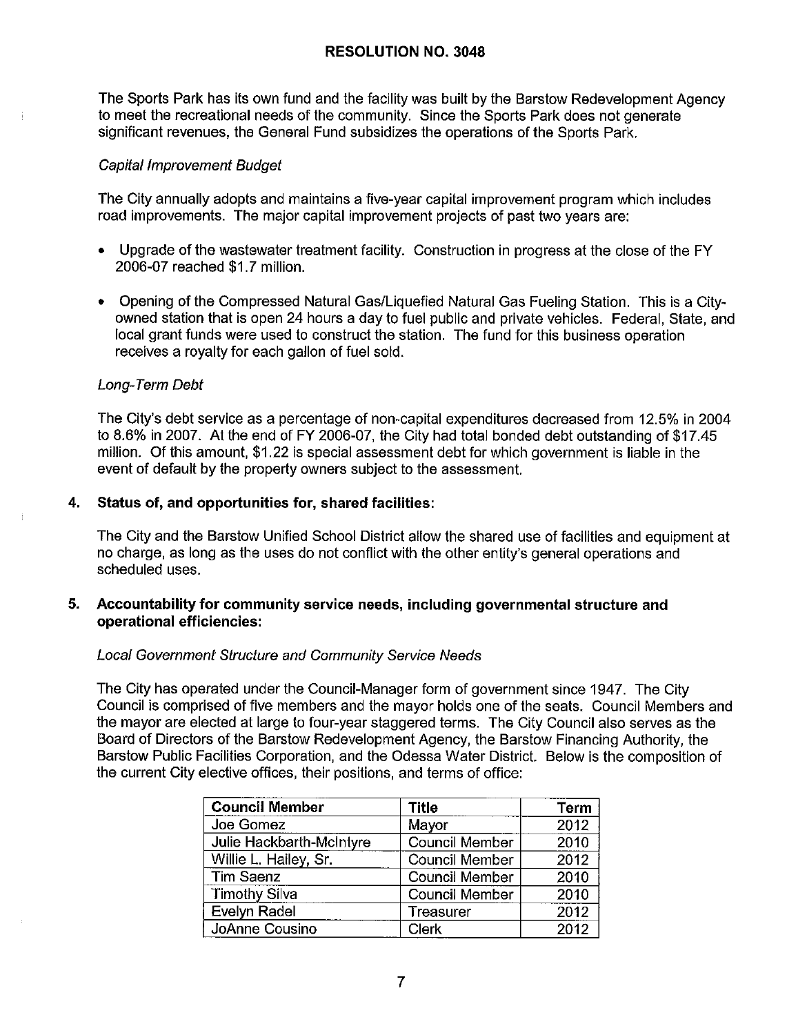**RESOLUTION NO. 3048**

The Sports Park has its own fund and the facility was built by the Barstow Redevelopment Agency to meet the recreational needs of the community. Since the Sports Park does not generate significant revenues, the General Fund subsidizes the operations of the Sports Park.

*Capital Improvement Budget*

The City annually adopts and maintains a five-year capital improvement program which includes road improvements. The major capital improvement projects of past two years are:

- Upgrade of the wastewater treatment facility. Construction in progress at the close of the FY 2006-07 reached $1.7 million.
- Opening of the Compressed Natural Gas/Liquefied Natural Gas Fueling Station. This is a City-owned station that is open 24 hours a day to fuel public and private vehicles. Federal, State, and local grant funds were used to construct the station. The fund for this business operation receives a royalty for each gallon of fuel sold.

*Long-Term Debt*

The City's debt service as a percentage of non-capital expenditures decreased from 12.5% in 2004 to 8.6% in 2007. At the end of FY 2006-07, the City had total bonded debt outstanding of $17.45 million. Of this amount, $1.22 is special assessment debt for which government is liable in the event of default by the property owners subject to the assessment.

**4. Status of, and opportunities for, shared facilities:**

The City and the Barstow Unified School District allow the shared use of facilities and equipment at no charge, as long as the uses do not conflict with the other entity's general operations and scheduled uses.

**5. Accountability for community service needs, including governmental structure and operational efficiencies:**

*Local Government Structure and Community Service Needs*

The City has operated under the Council-Manager form of government since 1947. The City Council is comprised of five members and the mayor holds one of the seats. Council Members and the mayor are elected at large to four-year staggered terms. The City Council also serves as the Board of Directors of the Barstow Redevelopment Agency, the Barstow Financing Authority, the Barstow Public Facilities Corporation, and the Odessa Water District. Below is the composition of the current City elective offices, their positions, and terms of office:

| Council Member | Title | Term |
|---|---|---|
| Joe Gomez | Mayor | 2012 |
| Julie Hackbarth-McIntyre | Council Member | 2010 |
| Willie L. Hailey, Sr. | Council Member | 2012 |
| Tim Saenz | Council Member | 2010 |
| Timothy Silva | Council Member | 2010 |
| Evelyn Radel | Treasurer | 2012 |
| JoAnne Cousino | Clerk | 2012 |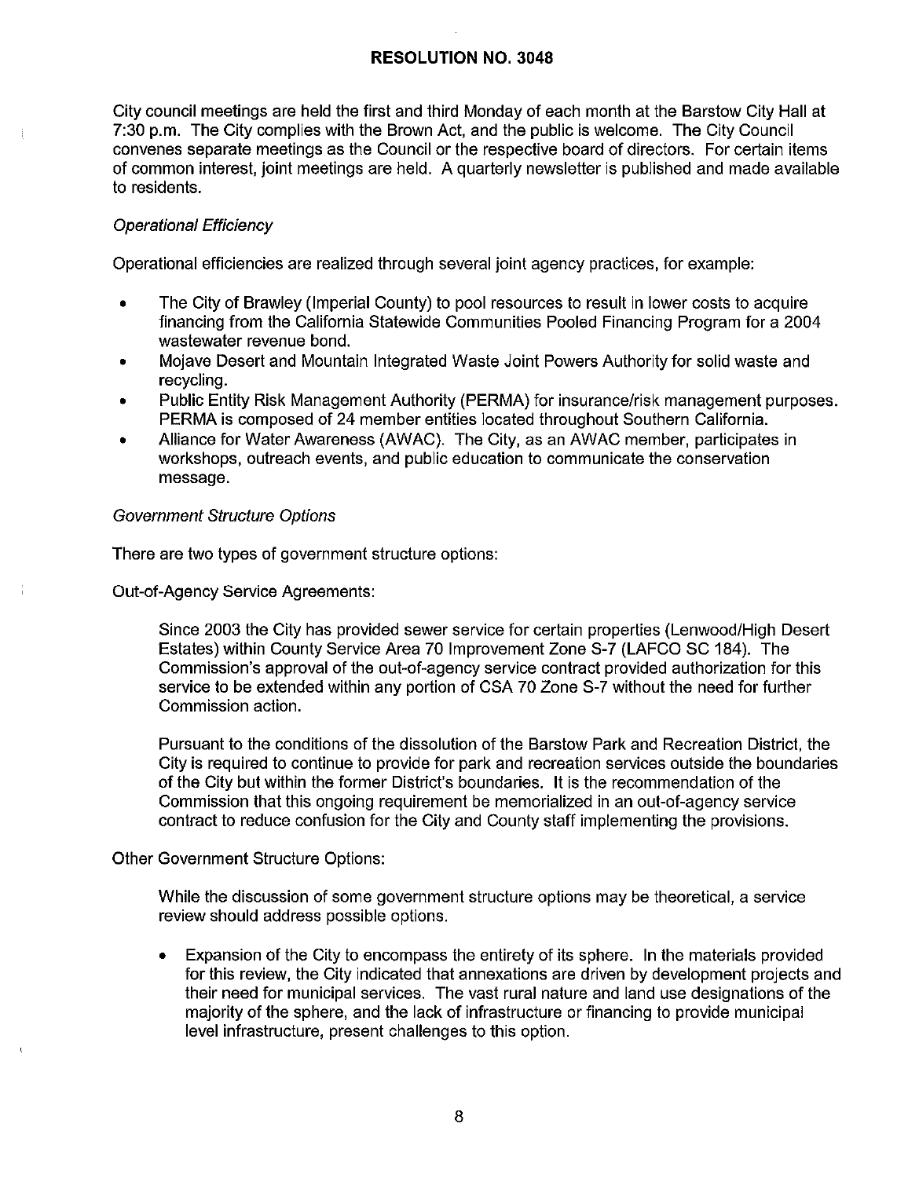**RESOLUTION NO. 3048**

City council meetings are held the first and third Monday of each month at the Barstow City Hall at 7:30 p.m. The City complies with the Brown Act, and the public is welcome. The City Council convenes separate meetings as the Council or the respective board of directors. For certain items of common interest, joint meetings are held. A quarterly newsletter is published and made available to residents.

*Operational Efficiency*

Operational efficiencies are realized through several joint agency practices, for example:

- The City of Brawley (Imperial County) to pool resources to result in lower costs to acquire financing from the California Statewide Communities Pooled Financing Program for a 2004 wastewater revenue bond.
- Mojave Desert and Mountain Integrated Waste Joint Powers Authority for solid waste and recycling.
- Public Entity Risk Management Authority (PERMA) for insurance/risk management purposes. PERMA is composed of 24 member entities located throughout Southern California.
- Alliance for Water Awareness (AWAC). The City, as an AWAC member, participates in workshops, outreach events, and public education to communicate the conservation message.

*Government Structure Options*

There are two types of government structure options:

Out-of-Agency Service Agreements:

> Since 2003 the City has provided sewer service for certain properties (Lenwood/High Desert Estates) within County Service Area 70 Improvement Zone S-7 (LAFCO SC 184). The Commission's approval of the out-of-agency service contract provided authorization for this service to be extended within any portion of CSA 70 Zone S-7 without the need for further Commission action.
>
> Pursuant to the conditions of the dissolution of the Barstow Park and Recreation District, the City is required to continue to provide for park and recreation services outside the boundaries of the City but within the former District's boundaries. It is the recommendation of the Commission that this ongoing requirement be memorialized in an out-of-agency service contract to reduce confusion for the City and County staff implementing the provisions.

Other Government Structure Options:

> While the discussion of some government structure options may be theoretical, a service review should address possible options.
>
> - Expansion of the City to encompass the entirety of its sphere. In the materials provided for this review, the City indicated that annexations are driven by development projects and their need for municipal services. The vast rural nature and land use designations of the majority of the sphere, and the lack of infrastructure or financing to provide municipal level infrastructure, present challenges to this option.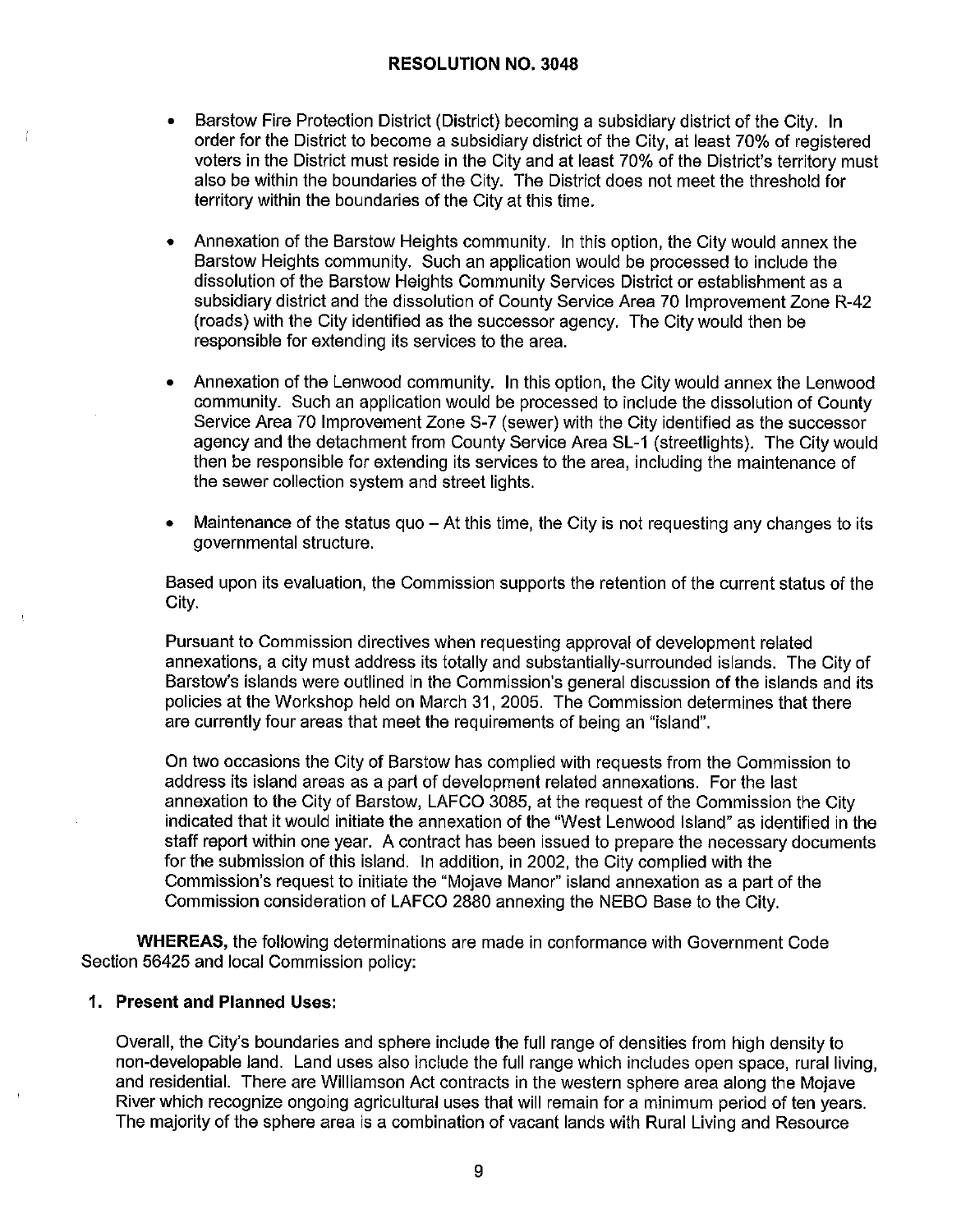- Barstow Fire Protection District (District) becoming a subsidiary district of the City. In order for the District to become a subsidiary district of the City, at least 70% of registered voters in the District must reside in the City and at least 70% of the District's territory must also be within the boundaries of the City. The District does not meet the threshold for territory within the boundaries of the City at this time.

- Annexation of the Barstow Heights community. In this option, the City would annex the Barstow Heights community. Such an application would be processed to include the dissolution of the Barstow Heights Community Services District or establishment as a subsidiary district and the dissolution of County Service Area 70 Improvement Zone R-42 (roads) with the City identified as the successor agency. The City would then be responsible for extending its services to the area.

- Annexation of the Lenwood community. In this option, the City would annex the Lenwood community. Such an application would be processed to include the dissolution of County Service Area 70 Improvement Zone S-7 (sewer) with the City identified as the successor agency and the detachment from County Service Area SL-1 (streetlights). The City would then be responsible for extending its services to the area, including the maintenance of the sewer collection system and street lights.

- Maintenance of the status quo – At this time, the City is not requesting any changes to its governmental structure.

Based upon its evaluation, the Commission supports the retention of the current status of the City.

Pursuant to Commission directives when requesting approval of development related annexations, a city must address its totally and substantially-surrounded islands. The City of Barstow's islands were outlined in the Commission's general discussion of the islands and its policies at the Workshop held on March 31, 2005. The Commission determines that there are currently four areas that meet the requirements of being an "island".

On two occasions the City of Barstow has complied with requests from the Commission to address its island areas as a part of development related annexations. For the last annexation to the City of Barstow, LAFCO 3085, at the request of the Commission the City indicated that it would initiate the annexation of the "West Lenwood Island" as identified in the staff report within one year. A contract has been issued to prepare the necessary documents for the submission of this island. In addition, in 2002, the City complied with the Commission's request to initiate the "Mojave Manor" island annexation as a part of the Commission consideration of LAFCO 2880 annexing the NEBO Base to the City.

**WHEREAS,** the following determinations are made in conformance with Government Code Section 56425 and local Commission policy:

**1. Present and Planned Uses:**

Overall, the City's boundaries and sphere include the full range of densities from high density to non-developable land. Land uses also include the full range which includes open space, rural living, and residential. There are Williamson Act contracts in the western sphere area along the Mojave River which recognize ongoing agricultural uses that will remain for a minimum period of ten years. The majority of the sphere area is a combination of vacant lands with Rural Living and Resource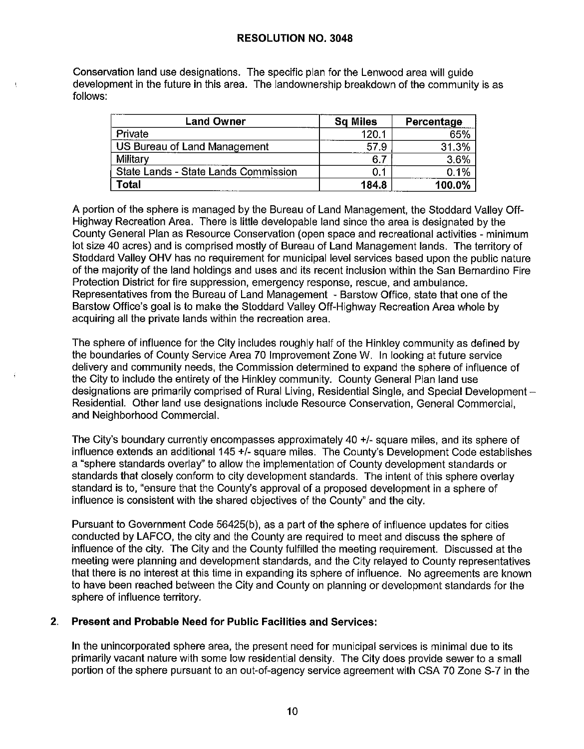Conservation land use designations. The specific plan for the Lenwood area will guide development in the future in this area. The landownership breakdown of the community is as follows:

| Land Owner | Sq Miles | Percentage |
|---|---|---|
| Private | 120.1 | 65% |
| US Bureau of Land Management | 57.9 | 31.3% |
| Military | 6.7 | 3.6% |
| State Lands - State Lands Commission | 0.1 | 0.1% |
| **Total** | **184.8** | **100.0%** |

A portion of the sphere is managed by the Bureau of Land Management, the Stoddard Valley Off-Highway Recreation Area. There is little developable land since the area is designated by the County General Plan as Resource Conservation (open space and recreational activities - minimum lot size 40 acres) and is comprised mostly of Bureau of Land Management lands. The territory of Stoddard Valley OHV has no requirement for municipal level services based upon the public nature of the majority of the land holdings and uses and its recent inclusion within the San Bernardino Fire Protection District for fire suppression, emergency response, rescue, and ambulance. Representatives from the Bureau of Land Management - Barstow Office, state that one of the Barstow Office's goal is to make the Stoddard Valley Off-Highway Recreation Area whole by acquiring all the private lands within the recreation area.

The sphere of influence for the City includes roughly half of the Hinkley community as defined by the boundaries of County Service Area 70 Improvement Zone W. In looking at future service delivery and community needs, the Commission determined to expand the sphere of influence of the City to include the entirety of the Hinkley community. County General Plan land use designations are primarily comprised of Rural Living, Residential Single, and Special Development – Residential. Other land use designations include Resource Conservation, General Commercial, and Neighborhood Commercial.

The City's boundary currently encompasses approximately 40 +/- square miles, and its sphere of influence extends an additional 145 +/- square miles. The County's Development Code establishes a "sphere standards overlay" to allow the implementation of County development standards or standards that closely conform to city development standards. The intent of this sphere overlay standard is to, "ensure that the County's approval of a proposed development in a sphere of influence is consistent with the shared objectives of the County" and the city.

Pursuant to Government Code 56425(b), as a part of the sphere of influence updates for cities conducted by LAFCO, the city and the County are required to meet and discuss the sphere of influence of the city. The City and the County fulfilled the meeting requirement. Discussed at the meeting were planning and development standards, and the City relayed to County representatives that there is no interest at this time in expanding its sphere of influence. No agreements are known to have been reached between the City and County on planning or development standards for the sphere of influence territory.

## 2. Present and Probable Need for Public Facilities and Services:

In the unincorporated sphere area, the present need for municipal services is minimal due to its primarily vacant nature with some low residential density. The City does provide sewer to a small portion of the sphere pursuant to an out-of-agency service agreement with CSA 70 Zone S-7 in the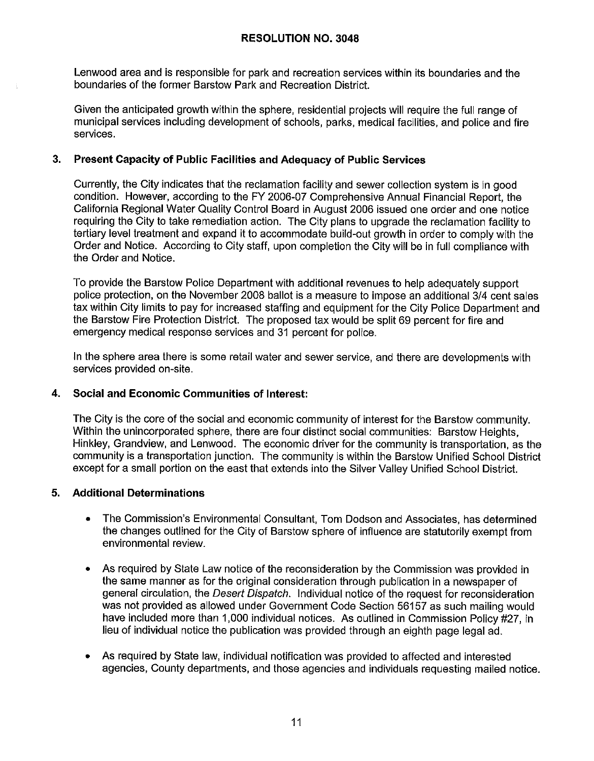Lenwood area and is responsible for park and recreation services within its boundaries and the boundaries of the former Barstow Park and Recreation District.

Given the anticipated growth within the sphere, residential projects will require the full range of municipal services including development of schools, parks, medical facilities, and police and fire services.

### 3. Present Capacity of Public Facilities and Adequacy of Public Services

Currently, the City indicates that the reclamation facility and sewer collection system is in good condition. However, according to the FY 2006-07 Comprehensive Annual Financial Report, the California Regional Water Quality Control Board in August 2006 issued one order and one notice requiring the City to take remediation action. The City plans to upgrade the reclamation facility to tertiary level treatment and expand it to accommodate build-out growth in order to comply with the Order and Notice. According to City staff, upon completion the City will be in full compliance with the Order and Notice.

To provide the Barstow Police Department with additional revenues to help adequately support police protection, on the November 2008 ballot is a measure to impose an additional 3/4 cent sales tax within City limits to pay for increased staffing and equipment for the City Police Department and the Barstow Fire Protection District. The proposed tax would be split 69 percent for fire and emergency medical response services and 31 percent for police.

In the sphere area there is some retail water and sewer service, and there are developments with services provided on-site.

### 4. Social and Economic Communities of Interest:

The City is the core of the social and economic community of interest for the Barstow community. Within the unincorporated sphere, there are four distinct social communities: Barstow Heights, Hinkley, Grandview, and Lenwood. The economic driver for the community is transportation, as the community is a transportation junction. The community is within the Barstow Unified School District except for a small portion on the east that extends into the Silver Valley Unified School District.

### 5. Additional Determinations

- The Commission's Environmental Consultant, Tom Dodson and Associates, has determined the changes outlined for the City of Barstow sphere of influence are statutorily exempt from environmental review.
- As required by State Law notice of the reconsideration by the Commission was provided in the same manner as for the original consideration through publication in a newspaper of general circulation, the *Desert Dispatch*. Individual notice of the request for reconsideration was not provided as allowed under Government Code Section 56157 as such mailing would have included more than 1,000 individual notices. As outlined in Commission Policy #27, in lieu of individual notice the publication was provided through an eighth page legal ad.
- As required by State law, individual notification was provided to affected and interested agencies, County departments, and those agencies and individuals requesting mailed notice.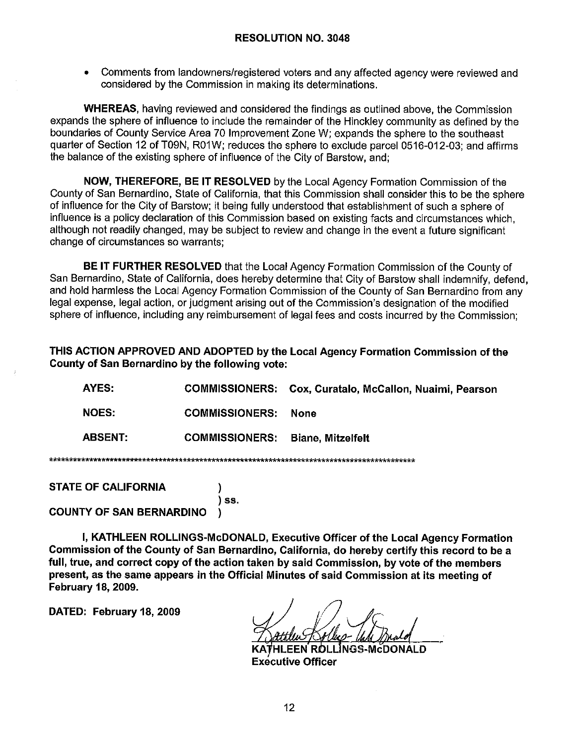**RESOLUTION NO. 3048**

- Comments from landowners/registered voters and any affected agency were reviewed and considered by the Commission in making its determinations.

**WHEREAS**, having reviewed and considered the findings as outlined above, the Commission expands the sphere of influence to include the remainder of the Hinckley community as defined by the boundaries of County Service Area 70 Improvement Zone W; expands the sphere to the southeast quarter of Section 12 of T09N, R01W; reduces the sphere to exclude parcel 0516-012-03; and affirms the balance of the existing sphere of influence of the City of Barstow, and;

**NOW, THEREFORE, BE IT RESOLVED** by the Local Agency Formation Commission of the County of San Bernardino, State of California, that this Commission shall consider this to be the sphere of influence for the City of Barstow; it being fully understood that establishment of such a sphere of influence is a policy declaration of this Commission based on existing facts and circumstances which, although not readily changed, may be subject to review and change in the event a future significant change of circumstances so warrants;

**BE IT FURTHER RESOLVED** that the Local Agency Formation Commission of the County of San Bernardino, State of California, does hereby determine that City of Barstow shall indemnify, defend, and hold harmless the Local Agency Formation Commission of the County of San Bernardino from any legal expense, legal action, or judgment arising out of the Commission's designation of the modified sphere of influence, including any reimbursement of legal fees and costs incurred by the Commission;

**THIS ACTION APPROVED AND ADOPTED by the Local Agency Formation Commission of the County of San Bernardino by the following vote:**

| | | |
|---|---|---|
| **AYES:** | **COMMISSIONERS:** | **Cox, Curatalo, McCallon, Nuaimi, Pearson** |
| **NOES:** | **COMMISSIONERS:** | **None** |
| **ABSENT:** | **COMMISSIONERS:** | **Biane, Mitzelfelt** |

*****************************************************************************************

**STATE OF CALIFORNIA** )
) ss.
**COUNTY OF SAN BERNARDINO** )

**I, KATHLEEN ROLLINGS-McDONALD, Executive Officer of the Local Agency Formation Commission of the County of San Bernardino, California, do hereby certify this record to be a full, true, and correct copy of the action taken by said Commission, by vote of the members present, as the same appears in the Official Minutes of said Commission at its meeting of February 18, 2009.**

**DATED: February 18, 2009**

**KATHLEEN ROLLINGS-McDONALD**
**Executive Officer**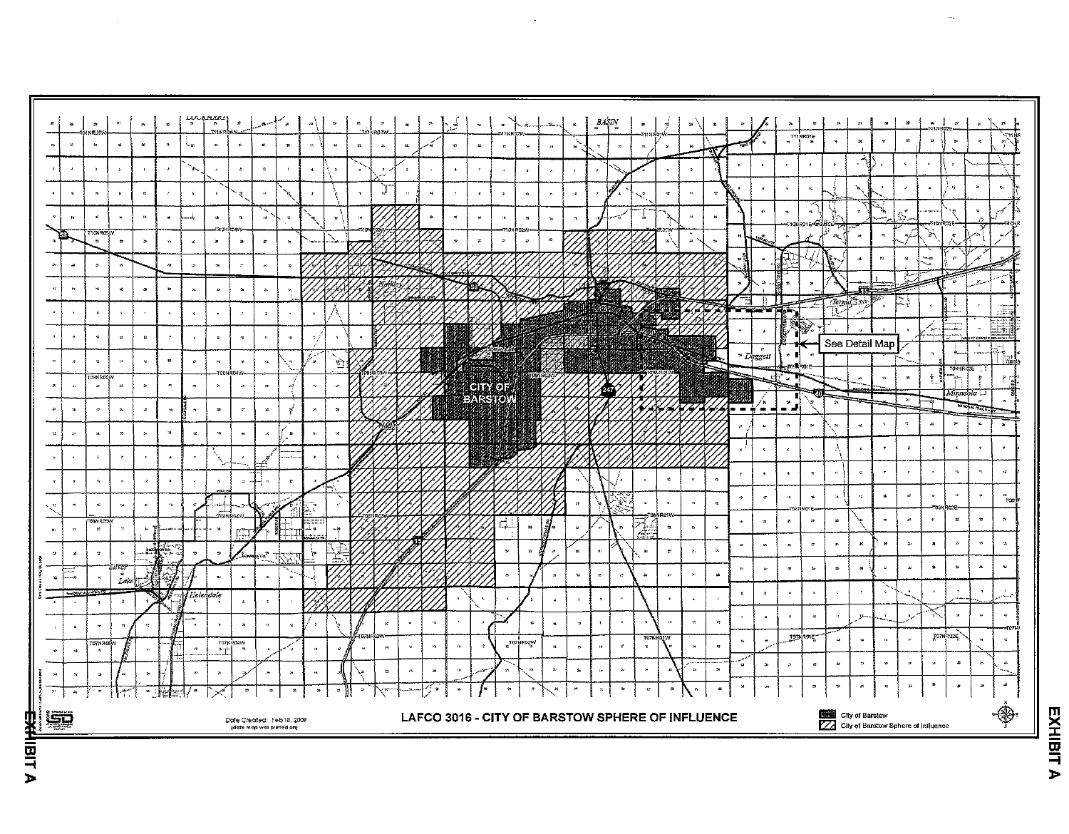# LAFCO 3016 - CITY OF BARSTOW SPHERE OF INFLUENCE

Date Created: Feb 18, 2009
(date map was printed on)

City of Barstow

City of Barstow Sphere of Influence

CITY OF BARSTOW

See Detail Map

Hinkley

Daggett

Yermo

Calico

Minneola

Silver Lakes

Helendale

EXHIBIT A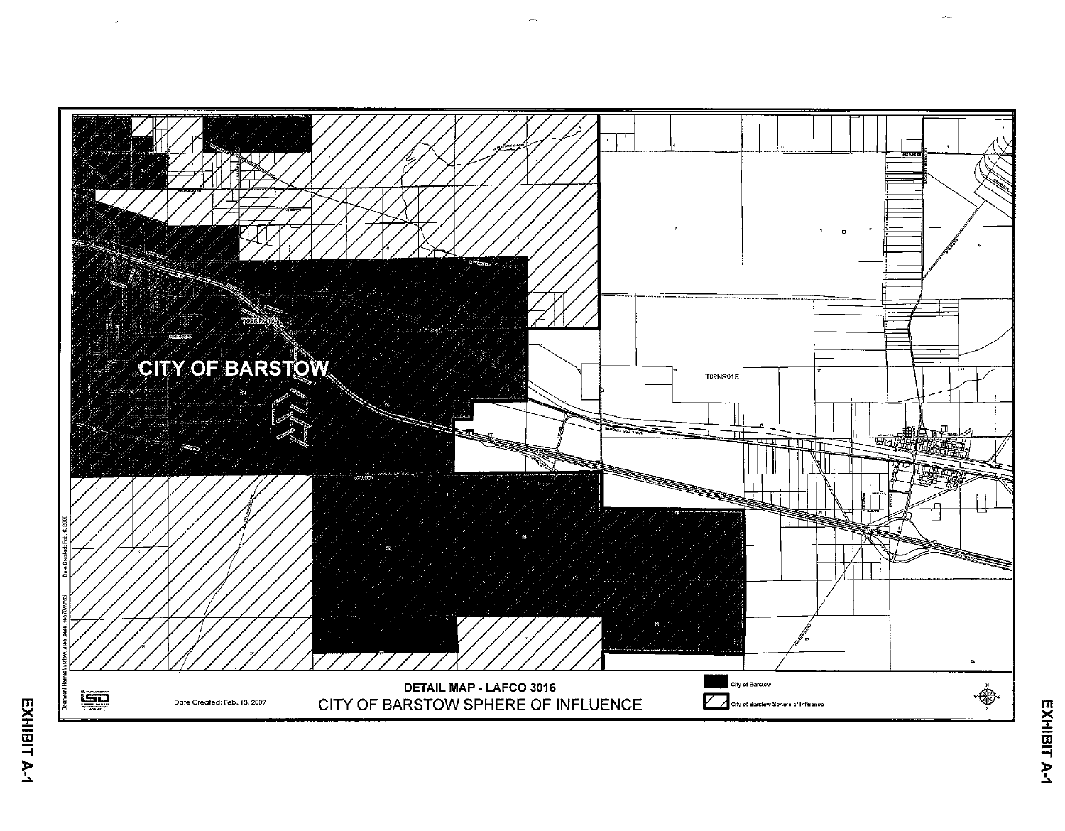CITY OF BARSTOW

T09NR01E

DETAIL MAP - LAFCO 3016

CITY OF BARSTOW SPHERE OF INFLUENCE

Date Created: Feb. 18, 2009

City of Barstow

City of Barstow Sphere of Influence

EXHIBIT A-1